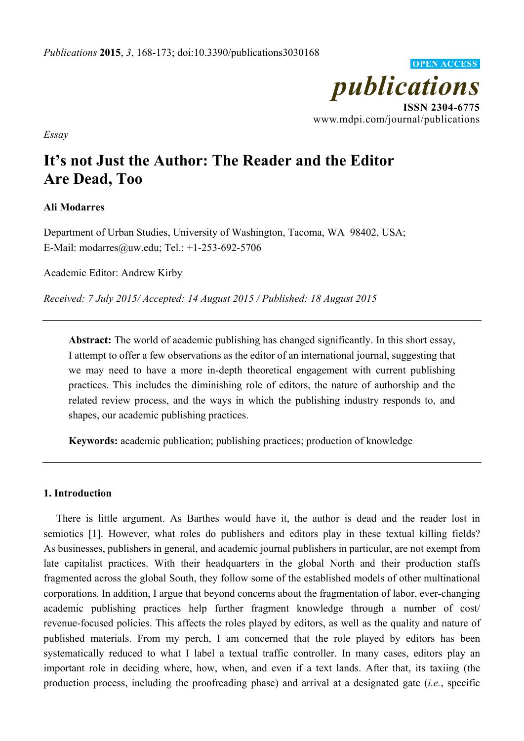*Essay*

# It's not Just the Author: The Reader and the Editor Are Dead, Too

**Ali Modarres**

Department of Urban Studies, University of Washington, Tacoma, WA 98402, USA;
E-Mail: modarres@uw.edu; Tel.: +1-253-692-5706

Academic Editor: Andrew Kirby

*Received: 7 July 2015/ Accepted: 14 August 2015 / Published: 18 August 2015*

---

**Abstract:** The world of academic publishing has changed significantly. In this short essay, I attempt to offer a few observations as the editor of an international journal, suggesting that we may need to have a more in-depth theoretical engagement with current publishing practices. This includes the diminishing role of editors, the nature of authorship and the related review process, and the ways in which the publishing industry responds to, and shapes, our academic publishing practices.

**Keywords:** academic publication; publishing practices; production of knowledge

---

## 1. Introduction

There is little argument. As Barthes would have it, the author is dead and the reader lost in semiotics [1]. However, what roles do publishers and editors play in these textual killing fields? As businesses, publishers in general, and academic journal publishers in particular, are not exempt from late capitalist practices. With their headquarters in the global North and their production staffs fragmented across the global South, they follow some of the established models of other multinational corporations. In addition, I argue that beyond concerns about the fragmentation of labor, ever-changing academic publishing practices help further fragment knowledge through a number of cost/ revenue-focused policies. This affects the roles played by editors, as well as the quality and nature of published materials. From my perch, I am concerned that the role played by editors has been systematically reduced to what I label a textual traffic controller. In many cases, editors play an important role in deciding where, how, when, and even if a text lands. After that, its taxiing (the production process, including the proofreading phase) and arrival at a designated gate (*i.e.*, specific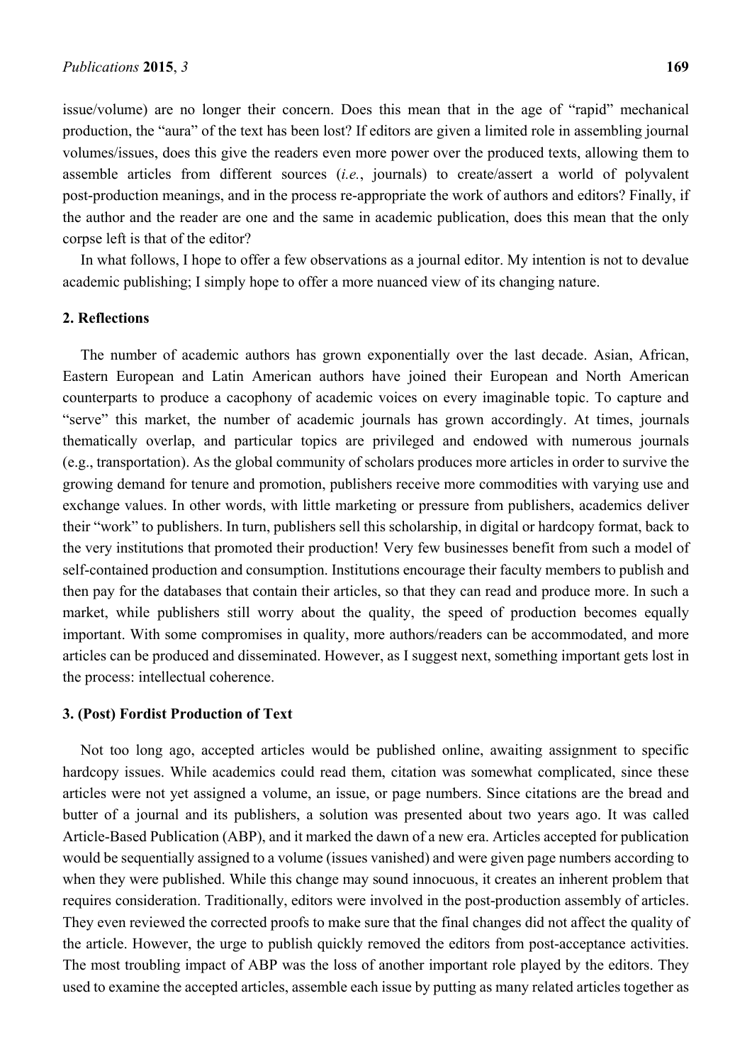issue/volume) are no longer their concern. Does this mean that in the age of "rapid" mechanical production, the "aura" of the text has been lost? If editors are given a limited role in assembling journal volumes/issues, does this give the readers even more power over the produced texts, allowing them to assemble articles from different sources (*i.e.*, journals) to create/assert a world of polyvalent post-production meanings, and in the process re-appropriate the work of authors and editors? Finally, if the author and the reader are one and the same in academic publication, does this mean that the only corpse left is that of the editor?

In what follows, I hope to offer a few observations as a journal editor. My intention is not to devalue academic publishing; I simply hope to offer a more nuanced view of its changing nature.

## 2. Reflections

The number of academic authors has grown exponentially over the last decade. Asian, African, Eastern European and Latin American authors have joined their European and North American counterparts to produce a cacophony of academic voices on every imaginable topic. To capture and "serve" this market, the number of academic journals has grown accordingly. At times, journals thematically overlap, and particular topics are privileged and endowed with numerous journals (e.g., transportation). As the global community of scholars produces more articles in order to survive the growing demand for tenure and promotion, publishers receive more commodities with varying use and exchange values. In other words, with little marketing or pressure from publishers, academics deliver their "work" to publishers. In turn, publishers sell this scholarship, in digital or hardcopy format, back to the very institutions that promoted their production! Very few businesses benefit from such a model of self-contained production and consumption. Institutions encourage their faculty members to publish and then pay for the databases that contain their articles, so that they can read and produce more. In such a market, while publishers still worry about the quality, the speed of production becomes equally important. With some compromises in quality, more authors/readers can be accommodated, and more articles can be produced and disseminated. However, as I suggest next, something important gets lost in the process: intellectual coherence.

## 3. (Post) Fordist Production of Text

Not too long ago, accepted articles would be published online, awaiting assignment to specific hardcopy issues. While academics could read them, citation was somewhat complicated, since these articles were not yet assigned a volume, an issue, or page numbers. Since citations are the bread and butter of a journal and its publishers, a solution was presented about two years ago. It was called Article-Based Publication (ABP), and it marked the dawn of a new era. Articles accepted for publication would be sequentially assigned to a volume (issues vanished) and were given page numbers according to when they were published. While this change may sound innocuous, it creates an inherent problem that requires consideration. Traditionally, editors were involved in the post-production assembly of articles. They even reviewed the corrected proofs to make sure that the final changes did not affect the quality of the article. However, the urge to publish quickly removed the editors from post-acceptance activities. The most troubling impact of ABP was the loss of another important role played by the editors. They used to examine the accepted articles, assemble each issue by putting as many related articles together as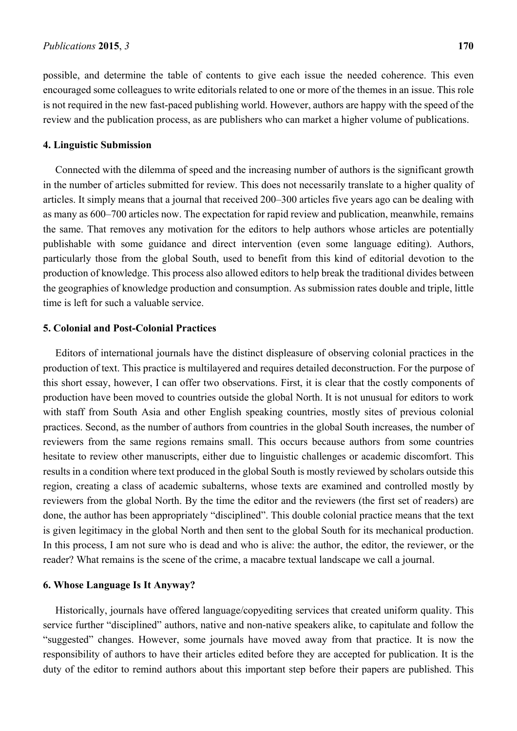possible, and determine the table of contents to give each issue the needed coherence. This even encouraged some colleagues to write editorials related to one or more of the themes in an issue. This role is not required in the new fast-paced publishing world. However, authors are happy with the speed of the review and the publication process, as are publishers who can market a higher volume of publications.

## 4. Linguistic Submission

Connected with the dilemma of speed and the increasing number of authors is the significant growth in the number of articles submitted for review. This does not necessarily translate to a higher quality of articles. It simply means that a journal that received 200–300 articles five years ago can be dealing with as many as 600–700 articles now. The expectation for rapid review and publication, meanwhile, remains the same. That removes any motivation for the editors to help authors whose articles are potentially publishable with some guidance and direct intervention (even some language editing). Authors, particularly those from the global South, used to benefit from this kind of editorial devotion to the production of knowledge. This process also allowed editors to help break the traditional divides between the geographies of knowledge production and consumption. As submission rates double and triple, little time is left for such a valuable service.

## 5. Colonial and Post-Colonial Practices

Editors of international journals have the distinct displeasure of observing colonial practices in the production of text. This practice is multilayered and requires detailed deconstruction. For the purpose of this short essay, however, I can offer two observations. First, it is clear that the costly components of production have been moved to countries outside the global North. It is not unusual for editors to work with staff from South Asia and other English speaking countries, mostly sites of previous colonial practices. Second, as the number of authors from countries in the global South increases, the number of reviewers from the same regions remains small. This occurs because authors from some countries hesitate to review other manuscripts, either due to linguistic challenges or academic discomfort. This results in a condition where text produced in the global South is mostly reviewed by scholars outside this region, creating a class of academic subalterns, whose texts are examined and controlled mostly by reviewers from the global North. By the time the editor and the reviewers (the first set of readers) are done, the author has been appropriately "disciplined". This double colonial practice means that the text is given legitimacy in the global North and then sent to the global South for its mechanical production. In this process, I am not sure who is dead and who is alive: the author, the editor, the reviewer, or the reader? What remains is the scene of the crime, a macabre textual landscape we call a journal.

## 6. Whose Language Is It Anyway?

Historically, journals have offered language/copyediting services that created uniform quality. This service further "disciplined" authors, native and non-native speakers alike, to capitulate and follow the "suggested" changes. However, some journals have moved away from that practice. It is now the responsibility of authors to have their articles edited before they are accepted for publication. It is the duty of the editor to remind authors about this important step before their papers are published. This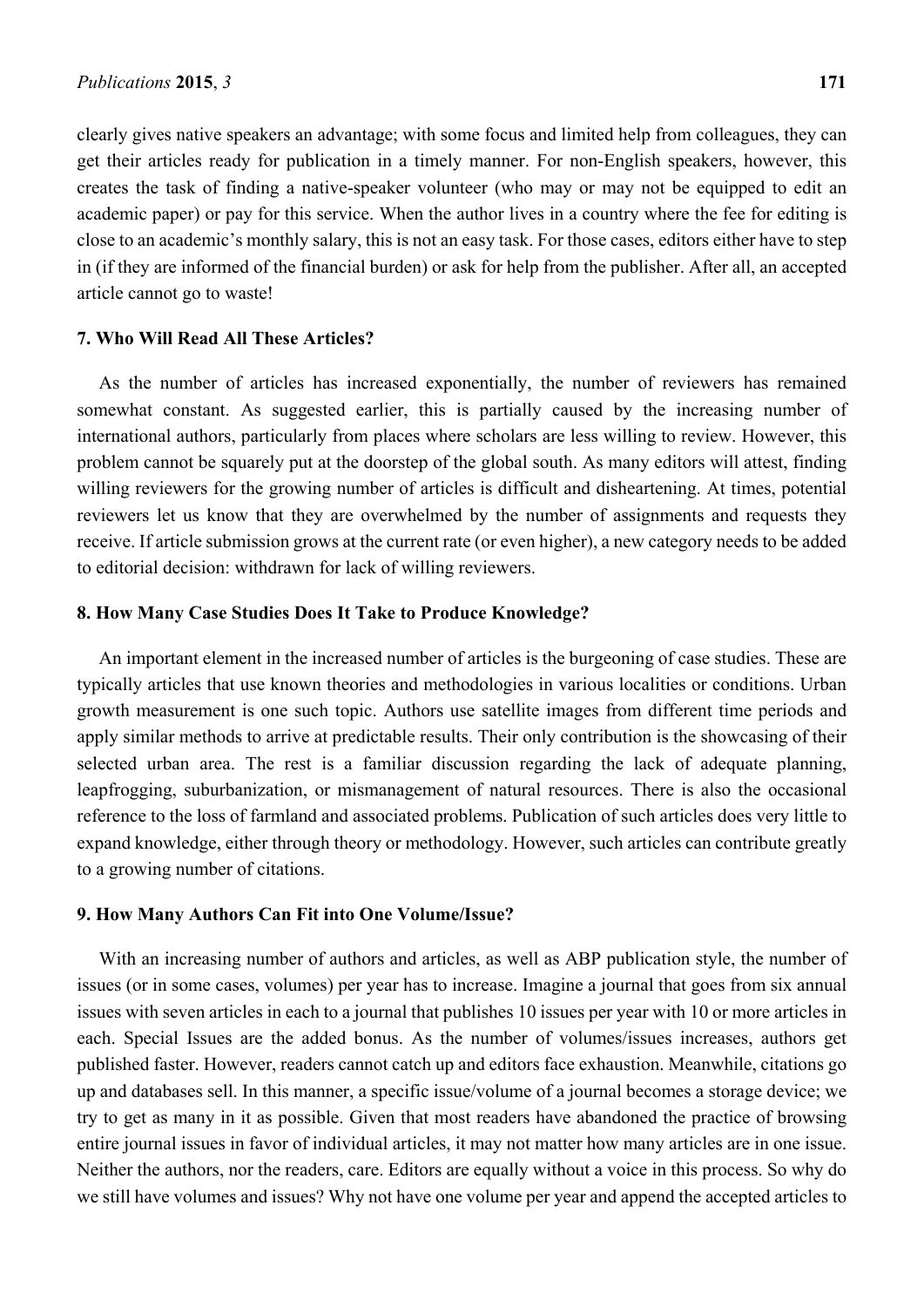clearly gives native speakers an advantage; with some focus and limited help from colleagues, they can get their articles ready for publication in a timely manner. For non-English speakers, however, this creates the task of finding a native-speaker volunteer (who may or may not be equipped to edit an academic paper) or pay for this service. When the author lives in a country where the fee for editing is close to an academic's monthly salary, this is not an easy task. For those cases, editors either have to step in (if they are informed of the financial burden) or ask for help from the publisher. After all, an accepted article cannot go to waste!

## 7. Who Will Read All These Articles?

As the number of articles has increased exponentially, the number of reviewers has remained somewhat constant. As suggested earlier, this is partially caused by the increasing number of international authors, particularly from places where scholars are less willing to review. However, this problem cannot be squarely put at the doorstep of the global south. As many editors will attest, finding willing reviewers for the growing number of articles is difficult and disheartening. At times, potential reviewers let us know that they are overwhelmed by the number of assignments and requests they receive. If article submission grows at the current rate (or even higher), a new category needs to be added to editorial decision: withdrawn for lack of willing reviewers.

## 8. How Many Case Studies Does It Take to Produce Knowledge?

An important element in the increased number of articles is the burgeoning of case studies. These are typically articles that use known theories and methodologies in various localities or conditions. Urban growth measurement is one such topic. Authors use satellite images from different time periods and apply similar methods to arrive at predictable results. Their only contribution is the showcasing of their selected urban area. The rest is a familiar discussion regarding the lack of adequate planning, leapfrogging, suburbanization, or mismanagement of natural resources. There is also the occasional reference to the loss of farmland and associated problems. Publication of such articles does very little to expand knowledge, either through theory or methodology. However, such articles can contribute greatly to a growing number of citations.

## 9. How Many Authors Can Fit into One Volume/Issue?

With an increasing number of authors and articles, as well as ABP publication style, the number of issues (or in some cases, volumes) per year has to increase. Imagine a journal that goes from six annual issues with seven articles in each to a journal that publishes 10 issues per year with 10 or more articles in each. Special Issues are the added bonus. As the number of volumes/issues increases, authors get published faster. However, readers cannot catch up and editors face exhaustion. Meanwhile, citations go up and databases sell. In this manner, a specific issue/volume of a journal becomes a storage device; we try to get as many in it as possible. Given that most readers have abandoned the practice of browsing entire journal issues in favor of individual articles, it may not matter how many articles are in one issue. Neither the authors, nor the readers, care. Editors are equally without a voice in this process. So why do we still have volumes and issues? Why not have one volume per year and append the accepted articles to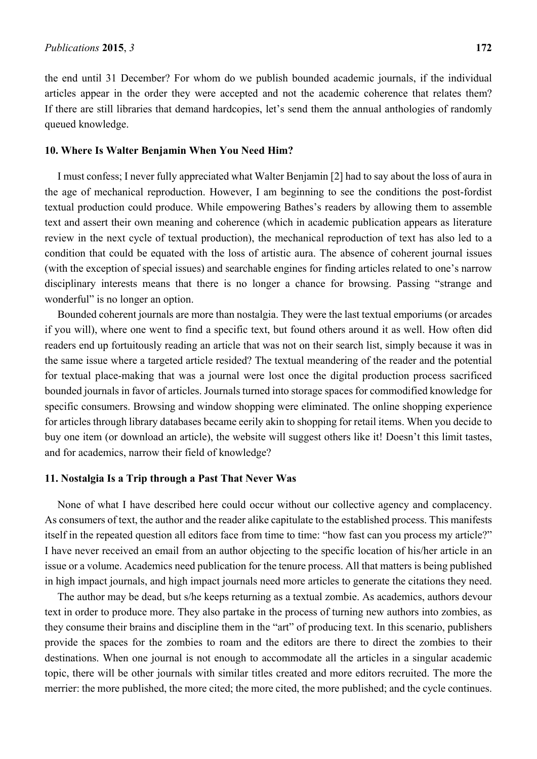the end until 31 December? For whom do we publish bounded academic journals, if the individual articles appear in the order they were accepted and not the academic coherence that relates them? If there are still libraries that demand hardcopies, let's send them the annual anthologies of randomly queued knowledge.

## 10. Where Is Walter Benjamin When You Need Him?

I must confess; I never fully appreciated what Walter Benjamin [2] had to say about the loss of aura in the age of mechanical reproduction. However, I am beginning to see the conditions the post-fordist textual production could produce. While empowering Bathes's readers by allowing them to assemble text and assert their own meaning and coherence (which in academic publication appears as literature review in the next cycle of textual production), the mechanical reproduction of text has also led to a condition that could be equated with the loss of artistic aura. The absence of coherent journal issues (with the exception of special issues) and searchable engines for finding articles related to one's narrow disciplinary interests means that there is no longer a chance for browsing. Passing "strange and wonderful" is no longer an option.

Bounded coherent journals are more than nostalgia. They were the last textual emporiums (or arcades if you will), where one went to find a specific text, but found others around it as well. How often did readers end up fortuitously reading an article that was not on their search list, simply because it was in the same issue where a targeted article resided? The textual meandering of the reader and the potential for textual place-making that was a journal were lost once the digital production process sacrificed bounded journals in favor of articles. Journals turned into storage spaces for commodified knowledge for specific consumers. Browsing and window shopping were eliminated. The online shopping experience for articles through library databases became eerily akin to shopping for retail items. When you decide to buy one item (or download an article), the website will suggest others like it! Doesn't this limit tastes, and for academics, narrow their field of knowledge?

## 11. Nostalgia Is a Trip through a Past That Never Was

None of what I have described here could occur without our collective agency and complacency. As consumers of text, the author and the reader alike capitulate to the established process. This manifests itself in the repeated question all editors face from time to time: "how fast can you process my article?" I have never received an email from an author objecting to the specific location of his/her article in an issue or a volume. Academics need publication for the tenure process. All that matters is being published in high impact journals, and high impact journals need more articles to generate the citations they need.

The author may be dead, but s/he keeps returning as a textual zombie. As academics, authors devour text in order to produce more. They also partake in the process of turning new authors into zombies, as they consume their brains and discipline them in the "art" of producing text. In this scenario, publishers provide the spaces for the zombies to roam and the editors are there to direct the zombies to their destinations. When one journal is not enough to accommodate all the articles in a singular academic topic, there will be other journals with similar titles created and more editors recruited. The more the merrier: the more published, the more cited; the more cited, the more published; and the cycle continues.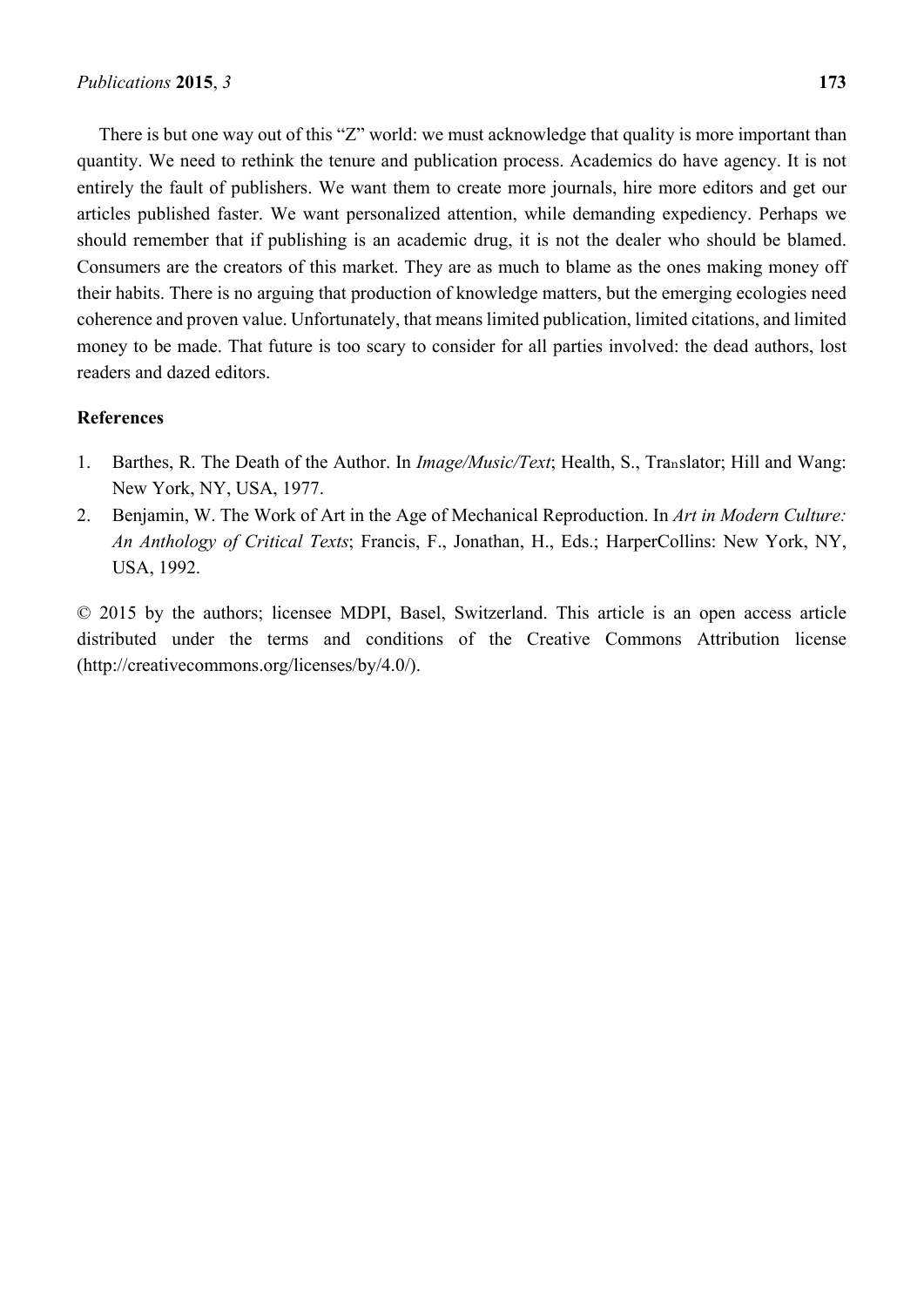There is but one way out of this "Z" world: we must acknowledge that quality is more important than quantity. We need to rethink the tenure and publication process. Academics do have agency. It is not entirely the fault of publishers. We want them to create more journals, hire more editors and get our articles published faster. We want personalized attention, while demanding expediency. Perhaps we should remember that if publishing is an academic drug, it is not the dealer who should be blamed. Consumers are the creators of this market. They are as much to blame as the ones making money off their habits. There is no arguing that production of knowledge matters, but the emerging ecologies need coherence and proven value. Unfortunately, that means limited publication, limited citations, and limited money to be made. That future is too scary to consider for all parties involved: the dead authors, lost readers and dazed editors.

## References

1. Barthes, R. The Death of the Author. In *Image/Music/Text*; Health, S., Translator; Hill and Wang: New York, NY, USA, 1977.
2. Benjamin, W. The Work of Art in the Age of Mechanical Reproduction. In *Art in Modern Culture: An Anthology of Critical Texts*; Francis, F., Jonathan, H., Eds.; HarperCollins: New York, NY, USA, 1992.

© 2015 by the authors; licensee MDPI, Basel, Switzerland. This article is an open access article distributed under the terms and conditions of the Creative Commons Attribution license (http://creativecommons.org/licenses/by/4.0/).